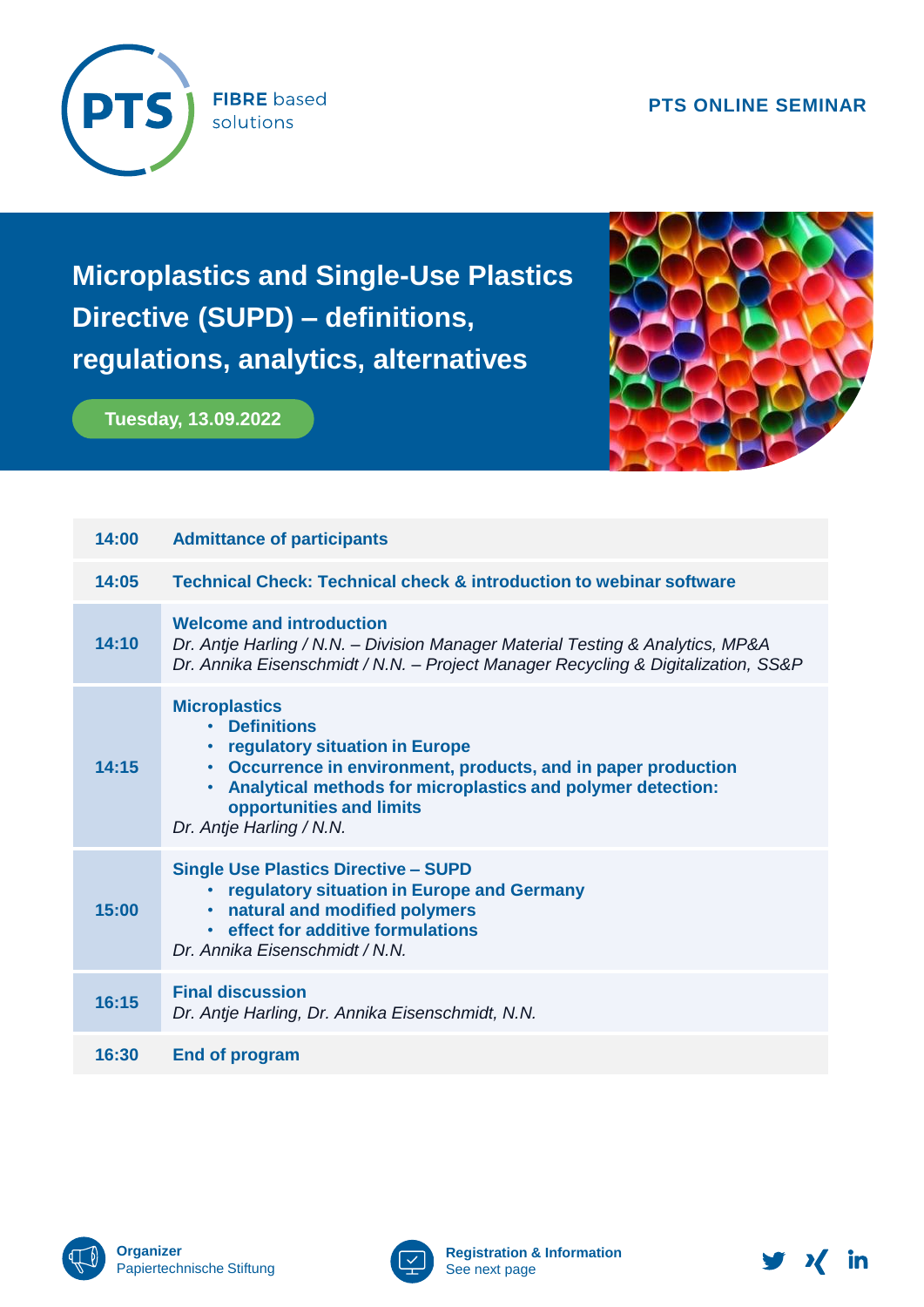PTS FIBRE based solutions

PTS ONLINE SEMINAR

# Microplastics and Single-Use Plastics Directive (SUPD) – definitions, regulations, analytics, alternatives

**Tuesday, 13.09.2022**

| Time | Program |
|---|---|
| 14:00 | **Admittance of participants** |
| 14:05 | **Technical Check: Technical check & introduction to webinar software** |
| 14:10 | **Welcome and introduction**<br>*Dr. Antje Harling / N.N. – Division Manager Material Testing & Analytics, MP&A*<br>*Dr. Annika Eisenschmidt / N.N. – Project Manager Recycling & Digitalization, SS&P* |
| 14:15 | **Microplastics**<br>• **Definitions**<br>• **regulatory situation in Europe**<br>• **Occurrence in environment, products, and in paper production**<br>• **Analytical methods for microplastics and polymer detection: opportunities and limits**<br>*Dr. Antje Harling / N.N.* |
| 15:00 | **Single Use Plastics Directive – SUPD**<br>• **regulatory situation in Europe and Germany**<br>• **natural and modified polymers**<br>• **effect for additive formulations**<br>*Dr. Annika Eisenschmidt / N.N.* |
| 16:15 | **Final discussion**<br>*Dr. Antje Harling, Dr. Annika Eisenschmidt, N.N.* |
| 16:30 | **End of program** |

**Organizer**
Papiertechnische Stiftung

**Registration & Information**
See next page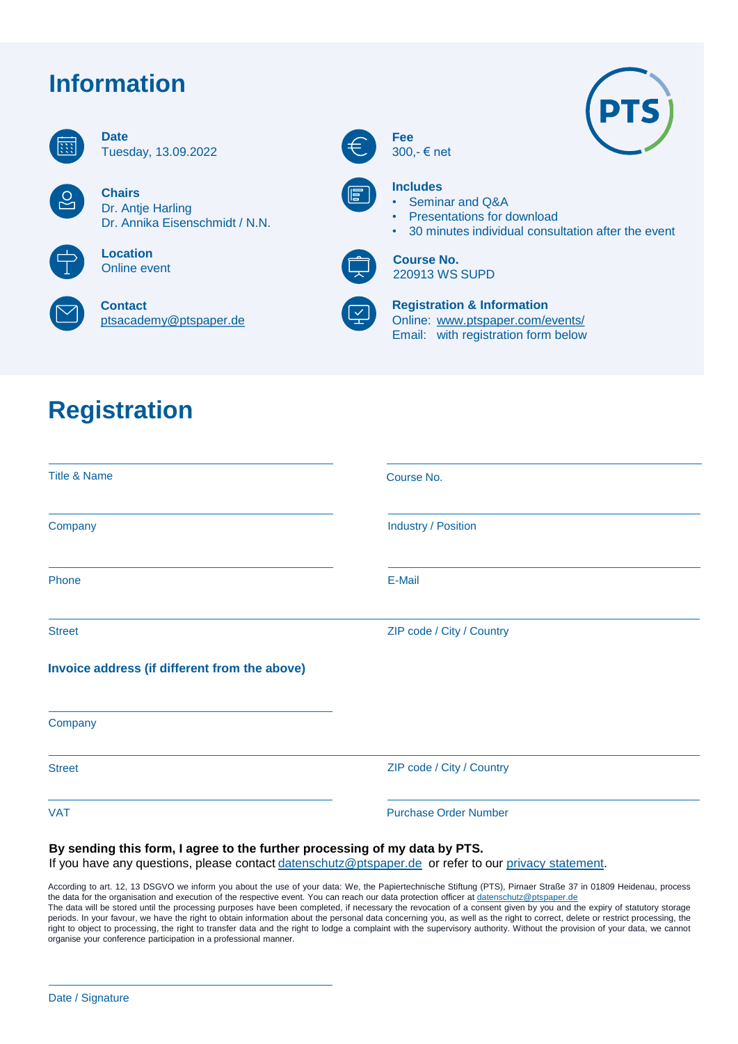# Information

**Date**
Tuesday, 13.09.2022

**Chairs**
Dr. Antje Harling
Dr. Annika Eisenschmidt / N.N.

**Location**
Online event

**Contact**
ptsacademy@ptspaper.de

**Fee**
300,- € net

**Includes**
- Seminar and Q&A
- Presentations for download
- 30 minutes individual consultation after the event

**Course No.**
220913 WS SUPD

**Registration & Information**
Online: www.ptspaper.com/events/
Email: with registration form below

# Registration

Title & Name

Course No.

Company

Industry / Position

Phone

E-Mail

Street

ZIP code / City / Country

**Invoice address (if different from the above)**

Company

Street

ZIP code / City / Country

VAT

Purchase Order Number

**By sending this form, I agree to the further processing of my data by PTS.**
If you have any questions, please contact datenschutz@ptspaper.de or refer to our privacy statement.

According to art. 12, 13 DSGVO we inform you about the use of your data: We, the Papiertechnische Stiftung (PTS), Pirnaer Straße 37 in 01809 Heidenau, process the data for the organisation and execution of the respective event. You can reach our data protection officer at datenschutz@ptspaper.de
The data will be stored until the processing purposes have been completed, if necessary the revocation of a consent given by you and the expiry of statutory storage periods. In your favour, we have the right to obtain information about the personal data concerning you, as well as the right to correct, delete or restrict processing, the right to object to processing, the right to transfer data and the right to lodge a complaint with the supervisory authority. Without the provision of your data, we cannot organise your conference participation in a professional manner.

Date / Signature